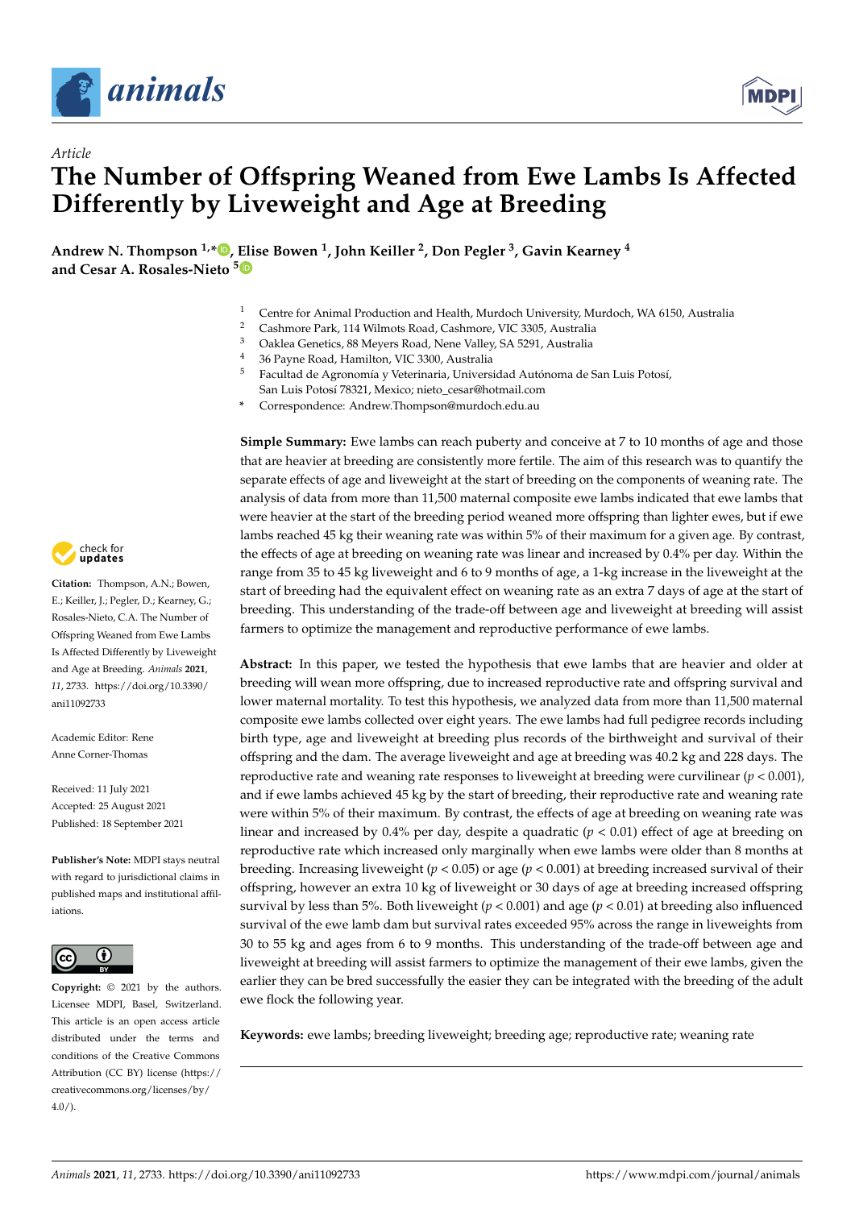*Article*

# The Number of Offspring Weaned from Ewe Lambs Is Affected Differently by Liveweight and Age at Breeding

**Andrew N. Thompson [1,*], Elise Bowen [1], John Keiller [2], Don Pegler [3], Gavin Kearney [4] and Cesar A. Rosales-Nieto [5]**

[1] Centre for Animal Production and Health, Murdoch University, Murdoch, WA 6150, Australia
[2] Cashmore Park, 114 Wilmots Road, Cashmore, VIC 3305, Australia
[3] Oaklea Genetics, 88 Meyers Road, Nene Valley, SA 5291, Australia
[4] 36 Payne Road, Hamilton, VIC 3300, Australia
[5] Facultad de Agronomía y Veterinaria, Universidad Autónoma de San Luis Potosí, San Luis Potosí 78321, Mexico; nieto_cesar@hotmail.com
[*] Correspondence: Andrew.Thompson@murdoch.edu.au

**Simple Summary:** Ewe lambs can reach puberty and conceive at 7 to 10 months of age and those that are heavier at breeding are consistently more fertile. The aim of this research was to quantify the separate effects of age and liveweight at the start of breeding on the components of weaning rate. The analysis of data from more than 11,500 maternal composite ewe lambs indicated that ewe lambs that were heavier at the start of the breeding period weaned more offspring than lighter ewes, but if ewe lambs reached 45 kg their weaning rate was within 5% of their maximum for a given age. By contrast, the effects of age at breeding on weaning rate was linear and increased by 0.4% per day. Within the range from 35 to 45 kg liveweight and 6 to 9 months of age, a 1-kg increase in the liveweight at the start of breeding had the equivalent effect on weaning rate as an extra 7 days of age at the start of breeding. This understanding of the trade-off between age and liveweight at breeding will assist farmers to optimize the management and reproductive performance of ewe lambs.

**Abstract:** In this paper, we tested the hypothesis that ewe lambs that are heavier and older at breeding will wean more offspring, due to increased reproductive rate and offspring survival and lower maternal mortality. To test this hypothesis, we analyzed data from more than 11,500 maternal composite ewe lambs collected over eight years. The ewe lambs had full pedigree records including birth type, age and liveweight at breeding plus records of the birthweight and survival of their offspring and the dam. The average liveweight and age at breeding was 40.2 kg and 228 days. The reproductive rate and weaning rate responses to liveweight at breeding were curvilinear ($p < 0.001$), and if ewe lambs achieved 45 kg by the start of breeding, their reproductive rate and weaning rate were within 5% of their maximum. By contrast, the effects of age at breeding on weaning rate was linear and increased by 0.4% per day, despite a quadratic ($p < 0.01$) effect of age at breeding on reproductive rate which increased only marginally when ewe lambs were older than 8 months at breeding. Increasing liveweight ($p < 0.05$) or age ($p < 0.001$) at breeding increased survival of their offspring, however an extra 10 kg of liveweight or 30 days of age at breeding increased offspring survival by less than 5%. Both liveweight ($p < 0.001$) and age ($p < 0.01$) at breeding also influenced survival of the ewe lamb dam but survival rates exceeded 95% across the range in liveweights from 30 to 55 kg and ages from 6 to 9 months. This understanding of the trade-off between age and liveweight at breeding will assist farmers to optimize the management of their ewe lambs, given the earlier they can be bred successfully the easier they can be integrated with the breeding of the adult ewe flock the following year.

**Keywords:** ewe lambs; breeding liveweight; breeding age; reproductive rate; weaning rate

**Citation:** Thompson, A.N.; Bowen, E.; Keiller, J.; Pegler, D.; Kearney, G.; Rosales-Nieto, C.A. The Number of Offspring Weaned from Ewe Lambs Is Affected Differently by Liveweight and Age at Breeding. *Animals* **2021**, *11*, 2733. https://doi.org/10.3390/ani11092733

Academic Editor: Rene Anne Corner-Thomas

Received: 11 July 2021
Accepted: 25 August 2021
Published: 18 September 2021

**Publisher's Note:** MDPI stays neutral with regard to jurisdictional claims in published maps and institutional affiliations.

**Copyright:** © 2021 by the authors. Licensee MDPI, Basel, Switzerland. This article is an open access article distributed under the terms and conditions of the Creative Commons Attribution (CC BY) license (https://creativecommons.org/licenses/by/4.0/).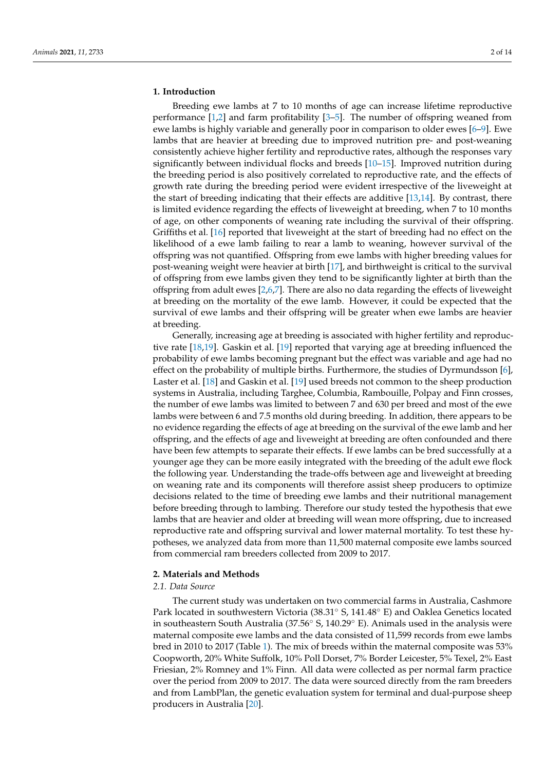## 1. Introduction

Breeding ewe lambs at 7 to 10 months of age can increase lifetime reproductive performance [1,2] and farm profitability [3–5]. The number of offspring weaned from ewe lambs is highly variable and generally poor in comparison to older ewes [6–9]. Ewe lambs that are heavier at breeding due to improved nutrition pre- and post-weaning consistently achieve higher fertility and reproductive rates, although the responses vary significantly between individual flocks and breeds [10–15]. Improved nutrition during the breeding period is also positively correlated to reproductive rate, and the effects of growth rate during the breeding period were evident irrespective of the liveweight at the start of breeding indicating that their effects are additive [13,14]. By contrast, there is limited evidence regarding the effects of liveweight at breeding, when 7 to 10 months of age, on other components of weaning rate including the survival of their offspring. Griffiths et al. [16] reported that liveweight at the start of breeding had no effect on the likelihood of a ewe lamb failing to rear a lamb to weaning, however survival of the offspring was not quantified. Offspring from ewe lambs with higher breeding values for post-weaning weight were heavier at birth [17], and birthweight is critical to the survival of offspring from ewe lambs given they tend to be significantly lighter at birth than the offspring from adult ewes [2,6,7]. There are also no data regarding the effects of liveweight at breeding on the mortality of the ewe lamb. However, it could be expected that the survival of ewe lambs and their offspring will be greater when ewe lambs are heavier at breeding.

Generally, increasing age at breeding is associated with higher fertility and reproductive rate [18,19]. Gaskin et al. [19] reported that varying age at breeding influenced the probability of ewe lambs becoming pregnant but the effect was variable and age had no effect on the probability of multiple births. Furthermore, the studies of Dyrmundsson [6], Laster et al. [18] and Gaskin et al. [19] used breeds not common to the sheep production systems in Australia, including Targhee, Columbia, Rambouille, Polpay and Finn crosses, the number of ewe lambs was limited to between 7 and 630 per breed and most of the ewe lambs were between 6 and 7.5 months old during breeding. In addition, there appears to be no evidence regarding the effects of age at breeding on the survival of the ewe lamb and her offspring, and the effects of age and liveweight at breeding are often confounded and there have been few attempts to separate their effects. If ewe lambs can be bred successfully at a younger age they can be more easily integrated with the breeding of the adult ewe flock the following year. Understanding the trade-offs between age and liveweight at breeding on weaning rate and its components will therefore assist sheep producers to optimize decisions related to the time of breeding ewe lambs and their nutritional management before breeding through to lambing. Therefore our study tested the hypothesis that ewe lambs that are heavier and older at breeding will wean more offspring, due to increased reproductive rate and offspring survival and lower maternal mortality. To test these hypotheses, we analyzed data from more than 11,500 maternal composite ewe lambs sourced from commercial ram breeders collected from 2009 to 2017.

## 2. Materials and Methods

### 2.1. Data Source

The current study was undertaken on two commercial farms in Australia, Cashmore Park located in southwestern Victoria (38.31° S, 141.48° E) and Oaklea Genetics located in southeastern South Australia (37.56° S, 140.29° E). Animals used in the analysis were maternal composite ewe lambs and the data consisted of 11,599 records from ewe lambs bred in 2010 to 2017 (Table 1). The mix of breeds within the maternal composite was 53% Coopworth, 20% White Suffolk, 10% Poll Dorset, 7% Border Leicester, 5% Texel, 2% East Friesian, 2% Romney and 1% Finn. All data were collected as per normal farm practice over the period from 2009 to 2017. The data were sourced directly from the ram breeders and from LambPlan, the genetic evaluation system for terminal and dual-purpose sheep producers in Australia [20].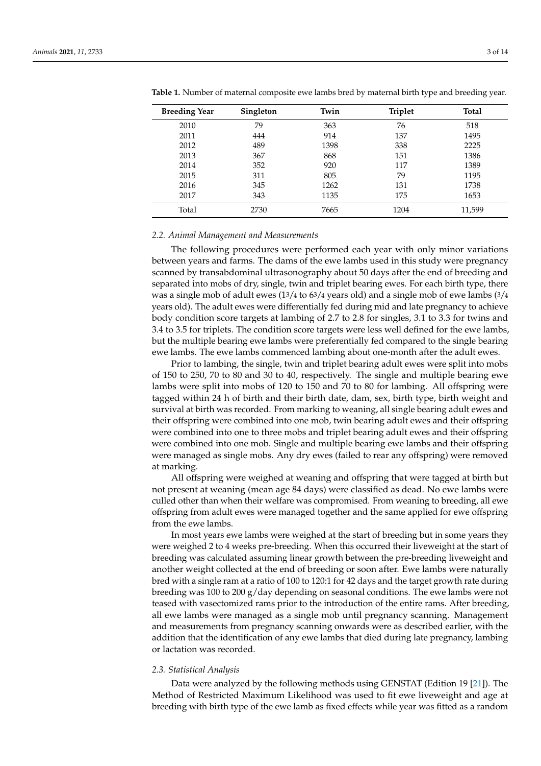**Table 1.** Number of maternal composite ewe lambs bred by maternal birth type and breeding year.

| Breeding Year | Singleton | Twin | Triplet | Total |
|---|---|---|---|---|
| 2010 | 79 | 363 | 76 | 518 |
| 2011 | 444 | 914 | 137 | 1495 |
| 2012 | 489 | 1398 | 338 | 2225 |
| 2013 | 367 | 868 | 151 | 1386 |
| 2014 | 352 | 920 | 117 | 1389 |
| 2015 | 311 | 805 | 79 | 1195 |
| 2016 | 345 | 1262 | 131 | 1738 |
| 2017 | 343 | 1135 | 175 | 1653 |
| Total | 2730 | 7665 | 1204 | 11,599 |

### *2.2. Animal Management and Measurements*

The following procedures were performed each year with only minor variations between years and farms. The dams of the ewe lambs used in this study were pregnancy scanned by transabdominal ultrasonography about 50 days after the end of breeding and separated into mobs of dry, single, twin and triplet bearing ewes. For each birth type, there was a single mob of adult ewes (1$^{3}/_{4}$ to 6$^{3}/_{4}$ years old) and a single mob of ewe lambs ($^{3}/_{4}$ years old). The adult ewes were differentially fed during mid and late pregnancy to achieve body condition score targets at lambing of 2.7 to 2.8 for singles, 3.1 to 3.3 for twins and 3.4 to 3.5 for triplets. The condition score targets were less well defined for the ewe lambs, but the multiple bearing ewe lambs were preferentially fed compared to the single bearing ewe lambs. The ewe lambs commenced lambing about one-month after the adult ewes.

Prior to lambing, the single, twin and triplet bearing adult ewes were split into mobs of 150 to 250, 70 to 80 and 30 to 40, respectively. The single and multiple bearing ewe lambs were split into mobs of 120 to 150 and 70 to 80 for lambing. All offspring were tagged within 24 h of birth and their birth date, dam, sex, birth type, birth weight and survival at birth was recorded. From marking to weaning, all single bearing adult ewes and their offspring were combined into one mob, twin bearing adult ewes and their offspring were combined into one to three mobs and triplet bearing adult ewes and their offspring were combined into one mob. Single and multiple bearing ewe lambs and their offspring were managed as single mobs. Any dry ewes (failed to rear any offspring) were removed at marking.

All offspring were weighed at weaning and offspring that were tagged at birth but not present at weaning (mean age 84 days) were classified as dead. No ewe lambs were culled other than when their welfare was compromised. From weaning to breeding, all ewe offspring from adult ewes were managed together and the same applied for ewe offspring from the ewe lambs.

In most years ewe lambs were weighed at the start of breeding but in some years they were weighed 2 to 4 weeks pre-breeding. When this occurred their liveweight at the start of breeding was calculated assuming linear growth between the pre-breeding liveweight and another weight collected at the end of breeding or soon after. Ewe lambs were naturally bred with a single ram at a ratio of 100 to 120:1 for 42 days and the target growth rate during breeding was 100 to 200 g/day depending on seasonal conditions. The ewe lambs were not teased with vasectomized rams prior to the introduction of the entire rams. After breeding, all ewe lambs were managed as a single mob until pregnancy scanning. Management and measurements from pregnancy scanning onwards were as described earlier, with the addition that the identification of any ewe lambs that died during late pregnancy, lambing or lactation was recorded.

### *2.3. Statistical Analysis*

Data were analyzed by the following methods using GENSTAT (Edition 19 [21]). The Method of Restricted Maximum Likelihood was used to fit ewe liveweight and age at breeding with birth type of the ewe lamb as fixed effects while year was fitted as a random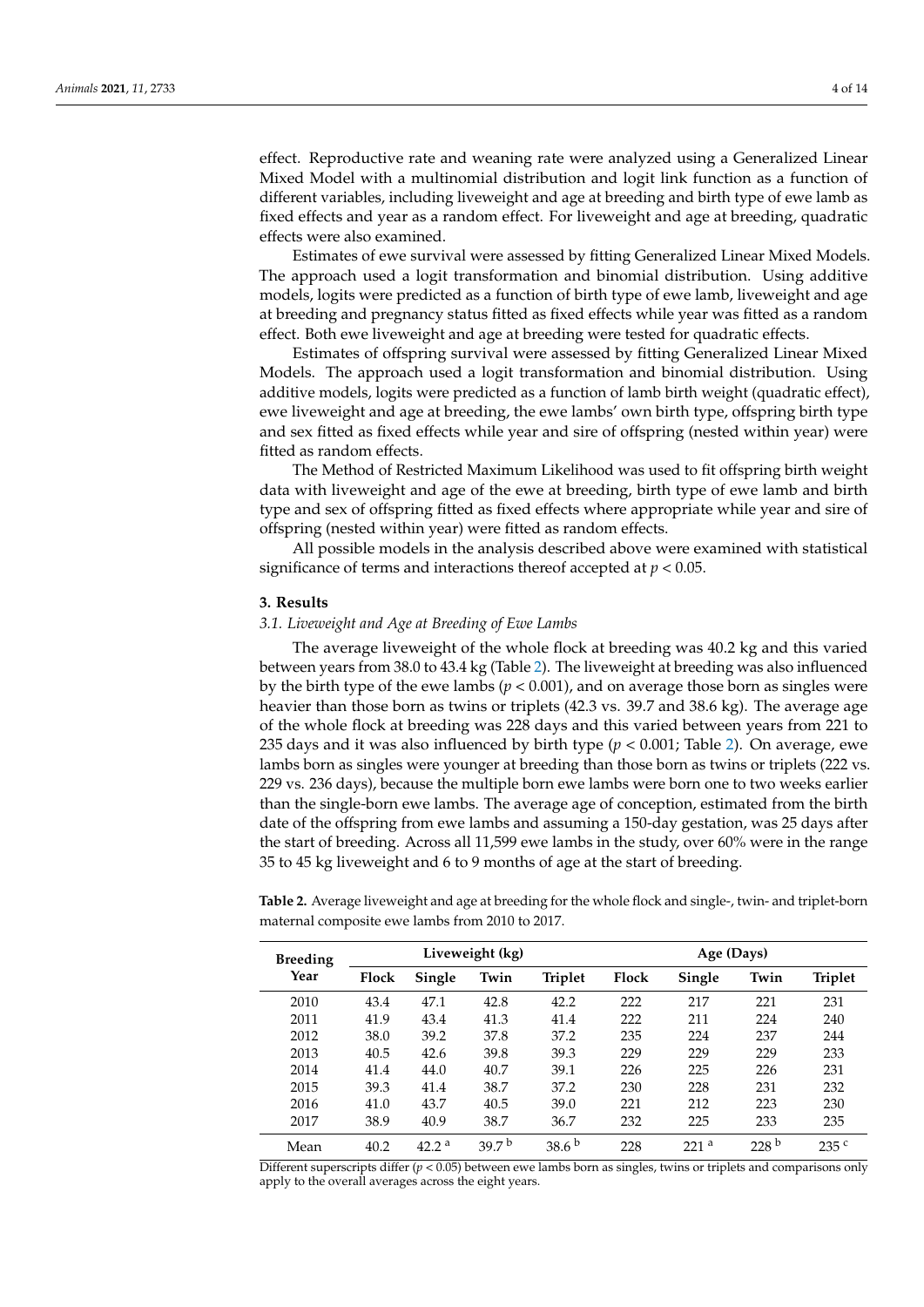effect. Reproductive rate and weaning rate were analyzed using a Generalized Linear Mixed Model with a multinomial distribution and logit link function as a function of different variables, including liveweight and age at breeding and birth type of ewe lamb as fixed effects and year as a random effect. For liveweight and age at breeding, quadratic effects were also examined.

Estimates of ewe survival were assessed by fitting Generalized Linear Mixed Models. The approach used a logit transformation and binomial distribution. Using additive models, logits were predicted as a function of birth type of ewe lamb, liveweight and age at breeding and pregnancy status fitted as fixed effects while year was fitted as a random effect. Both ewe liveweight and age at breeding were tested for quadratic effects.

Estimates of offspring survival were assessed by fitting Generalized Linear Mixed Models. The approach used a logit transformation and binomial distribution. Using additive models, logits were predicted as a function of lamb birth weight (quadratic effect), ewe liveweight and age at breeding, the ewe lambs' own birth type, offspring birth type and sex fitted as fixed effects while year and sire of offspring (nested within year) were fitted as random effects.

The Method of Restricted Maximum Likelihood was used to fit offspring birth weight data with liveweight and age of the ewe at breeding, birth type of ewe lamb and birth type and sex of offspring fitted as fixed effects where appropriate while year and sire of offspring (nested within year) were fitted as random effects.

All possible models in the analysis described above were examined with statistical significance of terms and interactions thereof accepted at $p < 0.05$.

## 3. Results

### 3.1. Liveweight and Age at Breeding of Ewe Lambs

The average liveweight of the whole flock at breeding was 40.2 kg and this varied between years from 38.0 to 43.4 kg (Table 2). The liveweight at breeding was also influenced by the birth type of the ewe lambs ($p < 0.001$), and on average those born as singles were heavier than those born as twins or triplets (42.3 vs. 39.7 and 38.6 kg). The average age of the whole flock at breeding was 228 days and this varied between years from 221 to 235 days and it was also influenced by birth type ($p < 0.001$; Table 2). On average, ewe lambs born as singles were younger at breeding than those born as twins or triplets (222 vs. 229 vs. 236 days), because the multiple born ewe lambs were born one to two weeks earlier than the single-born ewe lambs. The average age of conception, estimated from the birth date of the offspring from ewe lambs and assuming a 150-day gestation, was 25 days after the start of breeding. Across all 11,599 ewe lambs in the study, over 60% were in the range 35 to 45 kg liveweight and 6 to 9 months of age at the start of breeding.

**Table 2.** Average liveweight and age at breeding for the whole flock and single-, twin- and triplet-born maternal composite ewe lambs from 2010 to 2017.

| Breeding Year | Liveweight (kg) | | | | Age (Days) | | | |
|---|---|---|---|---|---|---|---|---|
| | Flock | Single | Twin | Triplet | Flock | Single | Twin | Triplet |
| 2010 | 43.4 | 47.1 | 42.8 | 42.2 | 222 | 217 | 221 | 231 |
| 2011 | 41.9 | 43.4 | 41.3 | 41.4 | 222 | 211 | 224 | 240 |
| 2012 | 38.0 | 39.2 | 37.8 | 37.2 | 235 | 224 | 237 | 244 |
| 2013 | 40.5 | 42.6 | 39.8 | 39.3 | 229 | 229 | 229 | 233 |
| 2014 | 41.4 | 44.0 | 40.7 | 39.1 | 226 | 225 | 226 | 231 |
| 2015 | 39.3 | 41.4 | 38.7 | 37.2 | 230 | 228 | 231 | 232 |
| 2016 | 41.0 | 43.7 | 40.5 | 39.0 | 221 | 212 | 223 | 230 |
| 2017 | 38.9 | 40.9 | 38.7 | 36.7 | 232 | 225 | 233 | 235 |
| Mean | 40.2 | 42.2 $^{a}$ | 39.7 $^{b}$ | 38.6 $^{b}$ | 228 | 221 $^{a}$ | 228 $^{b}$ | 235 $^{c}$ |

Different superscripts differ ($p < 0.05$) between ewe lambs born as singles, twins or triplets and comparisons only apply to the overall averages across the eight years.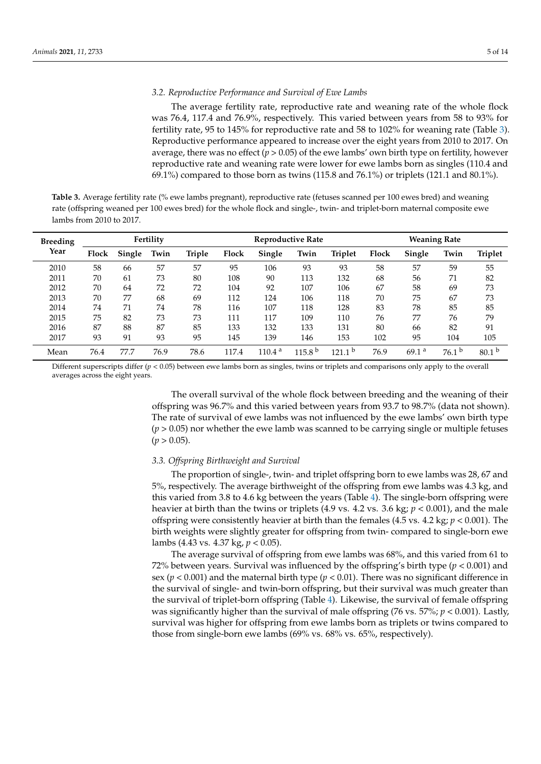### 3.2. Reproductive Performance and Survival of Ewe Lambs

The average fertility rate, reproductive rate and weaning rate of the whole flock was 76.4, 117.4 and 76.9%, respectively. This varied between years from 58 to 93% for fertility rate, 95 to 145% for reproductive rate and 58 to 102% for weaning rate (Table 3). Reproductive performance appeared to increase over the eight years from 2010 to 2017. On average, there was no effect ($p > 0.05$) of the ewe lambs' own birth type on fertility, however reproductive rate and weaning rate were lower for ewe lambs born as singles (110.4 and 69.1%) compared to those born as twins (115.8 and 76.1%) or triplets (121.1 and 80.1%).

**Table 3.** Average fertility rate (% ewe lambs pregnant), reproductive rate (fetuses scanned per 100 ewes bred) and weaning rate (offspring weaned per 100 ewes bred) for the whole flock and single-, twin- and triplet-born maternal composite ewe lambs from 2010 to 2017.

| Breeding Year | Fertility | | | | Reproductive Rate | | | | Weaning Rate | | | |
|---|---|---|---|---|---|---|---|---|---|---|---|---|
| | Flock | Single | Twin | Triple | Flock | Single | Twin | Triplet | Flock | Single | Twin | Triplet |
| 2010 | 58 | 66 | 57 | 57 | 95 | 106 | 93 | 93 | 58 | 57 | 59 | 55 |
| 2011 | 70 | 61 | 73 | 80 | 108 | 90 | 113 | 132 | 68 | 56 | 71 | 82 |
| 2012 | 70 | 64 | 72 | 72 | 104 | 92 | 107 | 106 | 67 | 58 | 69 | 73 |
| 2013 | 70 | 77 | 68 | 69 | 112 | 124 | 106 | 118 | 70 | 75 | 67 | 73 |
| 2014 | 74 | 71 | 74 | 78 | 116 | 107 | 118 | 128 | 83 | 78 | 85 | 85 |
| 2015 | 75 | 82 | 73 | 73 | 111 | 117 | 109 | 110 | 76 | 77 | 76 | 79 |
| 2016 | 87 | 88 | 87 | 85 | 133 | 132 | 133 | 131 | 80 | 66 | 82 | 91 |
| 2017 | 93 | 91 | 93 | 95 | 145 | 139 | 146 | 153 | 102 | 95 | 104 | 105 |
| Mean | 76.4 | 77.7 | 76.9 | 78.6 | 117.4 | 110.4 [a] | 115.8 [b] | 121.1 [b] | 76.9 | 69.1 [a] | 76.1 [b] | 80.1 [b] |

Different superscripts differ ($p < 0.05$) between ewe lambs born as singles, twins or triplets and comparisons only apply to the overall averages across the eight years.

The overall survival of the whole flock between breeding and the weaning of their offspring was 96.7% and this varied between years from 93.7 to 98.7% (data not shown). The rate of survival of ewe lambs was not influenced by the ewe lambs' own birth type ($p > 0.05$) nor whether the ewe lamb was scanned to be carrying single or multiple fetuses ($p > 0.05$).

### 3.3. Offspring Birthweight and Survival

The proportion of single-, twin- and triplet offspring born to ewe lambs was 28, 67 and 5%, respectively. The average birthweight of the offspring from ewe lambs was 4.3 kg, and this varied from 3.8 to 4.6 kg between the years (Table 4). The single-born offspring were heavier at birth than the twins or triplets (4.9 vs. 4.2 vs. 3.6 kg; $p < 0.001$), and the male offspring were consistently heavier at birth than the females (4.5 vs. 4.2 kg; $p < 0.001$). The birth weights were slightly greater for offspring from twin- compared to single-born ewe lambs (4.43 vs. 4.37 kg, $p < 0.05$).

The average survival of offspring from ewe lambs was 68%, and this varied from 61 to 72% between years. Survival was influenced by the offspring's birth type ($p < 0.001$) and sex ($p < 0.001$) and the maternal birth type ($p < 0.01$). There was no significant difference in the survival of single- and twin-born offspring, but their survival was much greater than the survival of triplet-born offspring (Table 4). Likewise, the survival of female offspring was significantly higher than the survival of male offspring (76 vs. 57%; $p < 0.001$). Lastly, survival was higher for offspring from ewe lambs born as triplets or twins compared to those from single-born ewe lambs (69% vs. 68% vs. 65%, respectively).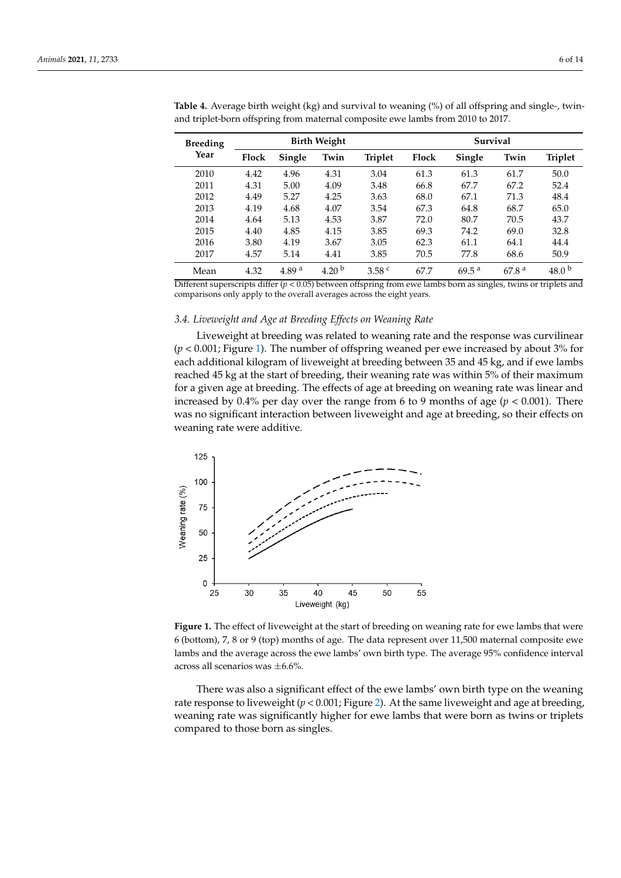**Table 4.** Average birth weight (kg) and survival to weaning (%) of all offspring and single-, twin- and triplet-born offspring from maternal composite ewe lambs from 2010 to 2017.

| Breeding Year | Birth Weight | | | | Survival | | | |
|---|---|---|---|---|---|---|---|---|
| | Flock | Single | Twin | Triplet | Flock | Single | Twin | Triplet |
| 2010 | 4.42 | 4.96 | 4.31 | 3.04 | 61.3 | 61.3 | 61.7 | 50.0 |
| 2011 | 4.31 | 5.00 | 4.09 | 3.48 | 66.8 | 67.7 | 67.2 | 52.4 |
| 2012 | 4.49 | 5.27 | 4.25 | 3.63 | 68.0 | 67.1 | 71.3 | 48.4 |
| 2013 | 4.19 | 4.68 | 4.07 | 3.54 | 67.3 | 64.8 | 68.7 | 65.0 |
| 2014 | 4.64 | 5.13 | 4.53 | 3.87 | 72.0 | 80.7 | 70.5 | 43.7 |
| 2015 | 4.40 | 4.85 | 4.15 | 3.85 | 69.3 | 74.2 | 69.0 | 32.8 |
| 2016 | 3.80 | 4.19 | 3.67 | 3.05 | 62.3 | 61.1 | 64.1 | 44.4 |
| 2017 | 4.57 | 5.14 | 4.41 | 3.85 | 70.5 | 77.8 | 68.6 | 50.9 |
| Mean | 4.32 | 4.89 [a] | 4.20 [b] | 3.58 [c] | 67.7 | 69.5 [a] | 67.8 [a] | 48.0 [b] |

Different superscripts differ ($p < 0.05$) between offspring from ewe lambs born as singles, twins or triplets and comparisons only apply to the overall averages across the eight years.

### 3.4. Liveweight and Age at Breeding Effects on Weaning Rate

Liveweight at breeding was related to weaning rate and the response was curvilinear ($p < 0.001$; Figure 1). The number of offspring weaned per ewe increased by about 3% for each additional kilogram of liveweight at breeding between 35 and 45 kg, and if ewe lambs reached 45 kg at the start of breeding, their weaning rate was within 5% of their maximum for a given age at breeding. The effects of age at breeding on weaning rate was linear and increased by 0.4% per day over the range from 6 to 9 months of age ($p < 0.001$). There was no significant interaction between liveweight and age at breeding, so their effects on weaning rate were additive.

**Figure 1.** The effect of liveweight at the start of breeding on weaning rate for ewe lambs that were 6 (bottom), 7, 8 or 9 (top) months of age. The data represent over 11,500 maternal composite ewe lambs and the average across the ewe lambs' own birth type. The average 95% confidence interval across all scenarios was ±6.6%.

There was also a significant effect of the ewe lambs' own birth type on the weaning rate response to liveweight ($p < 0.001$; Figure 2). At the same liveweight and age at breeding, weaning rate was significantly higher for ewe lambs that were born as twins or triplets compared to those born as singles.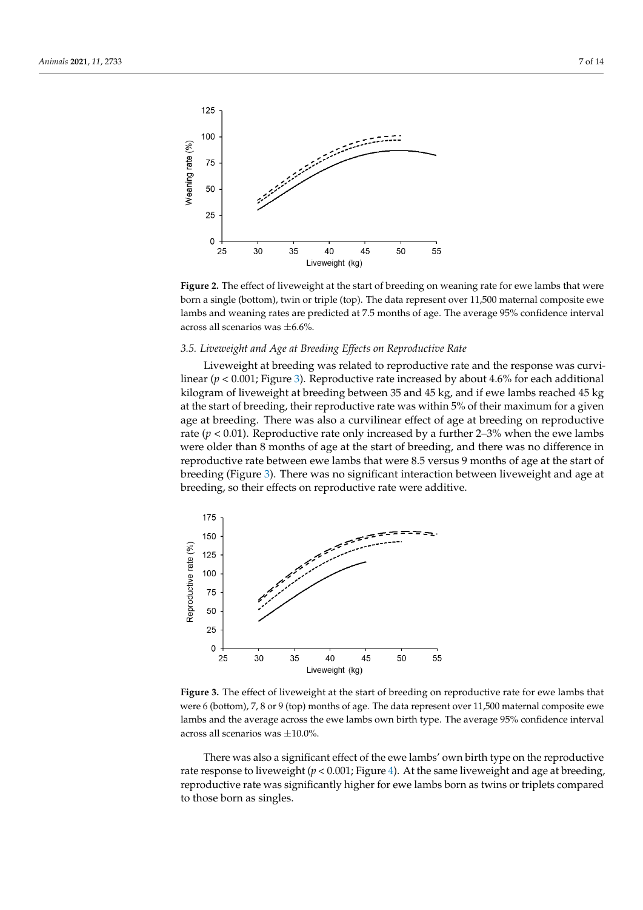**Figure 2.** The effect of liveweight at the start of breeding on weaning rate for ewe lambs that were born a single (bottom), twin or triple (top). The data represent over 11,500 maternal composite ewe lambs and weaning rates are predicted at 7.5 months of age. The average 95% confidence interval across all scenarios was ±6.6%.

### 3.5. Liveweight and Age at Breeding Effects on Reproductive Rate

Liveweight at breeding was related to reproductive rate and the response was curvilinear ($p < 0.001$; Figure 3). Reproductive rate increased by about 4.6% for each additional kilogram of liveweight at breeding between 35 and 45 kg, and if ewe lambs reached 45 kg at the start of breeding, their reproductive rate was within 5% of their maximum for a given age at breeding. There was also a curvilinear effect of age at breeding on reproductive rate ($p < 0.01$). Reproductive rate only increased by a further 2–3% when the ewe lambs were older than 8 months of age at the start of breeding, and there was no difference in reproductive rate between ewe lambs that were 8.5 versus 9 months of age at the start of breeding (Figure 3). There was no significant interaction between liveweight and age at breeding, so their effects on reproductive rate were additive.

**Figure 3.** The effect of liveweight at the start of breeding on reproductive rate for ewe lambs that were 6 (bottom), 7, 8 or 9 (top) months of age. The data represent over 11,500 maternal composite ewe lambs and the average across the ewe lambs own birth type. The average 95% confidence interval across all scenarios was ±10.0%.

There was also a significant effect of the ewe lambs' own birth type on the reproductive rate response to liveweight ($p < 0.001$; Figure 4). At the same liveweight and age at breeding, reproductive rate was significantly higher for ewe lambs born as twins or triplets compared to those born as singles.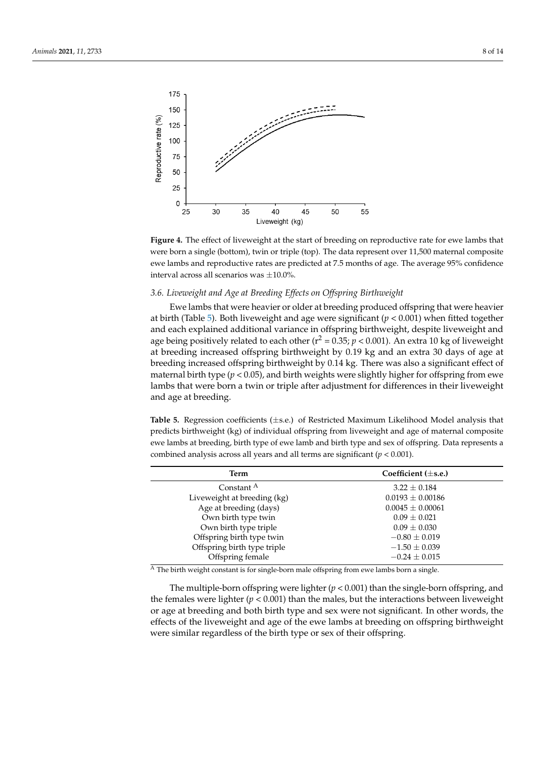**Figure 4.** The effect of liveweight at the start of breeding on reproductive rate for ewe lambs that were born a single (bottom), twin or triple (top). The data represent over 11,500 maternal composite ewe lambs and reproductive rates are predicted at 7.5 months of age. The average 95% confidence interval across all scenarios was ±10.0%.

### 3.6. Liveweight and Age at Breeding Effects on Offspring Birthweight

Ewe lambs that were heavier or older at breeding produced offspring that were heavier at birth (Table 5). Both liveweight and age were significant ($p < 0.001$) when fitted together and each explained additional variance in offspring birthweight, despite liveweight and age being positively related to each other ($r^2 = 0.35$; $p < 0.001$). An extra 10 kg of liveweight at breeding increased offspring birthweight by 0.19 kg and an extra 30 days of age at breeding increased offspring birthweight by 0.14 kg. There was also a significant effect of maternal birth type ($p < 0.05$), and birth weights were slightly higher for offspring from ewe lambs that were born a twin or triple after adjustment for differences in their liveweight and age at breeding.

**Table 5.** Regression coefficients (±s.e.) of Restricted Maximum Likelihood Model analysis that predicts birthweight (kg) of individual offspring from liveweight and age of maternal composite ewe lambs at breeding, birth type of ewe lamb and birth type and sex of offspring. Data represents a combined analysis across all years and all terms are significant ($p < 0.001$).

| Term | Coefficient (±s.e.) |
|---|---|
| Constant [A] | 3.22 ± 0.184 |
| Liveweight at breeding (kg) | 0.0193 ± 0.00186 |
| Age at breeding (days) | 0.0045 ± 0.00061 |
| Own birth type twin | 0.09 ± 0.021 |
| Own birth type triple | 0.09 ± 0.030 |
| Offspring birth type twin | −0.80 ± 0.019 |
| Offspring birth type triple | −1.50 ± 0.039 |
| Offspring female | −0.24 ± 0.015 |

[A] The birth weight constant is for single-born male offspring from ewe lambs born a single.

The multiple-born offspring were lighter ($p < 0.001$) than the single-born offspring, and the females were lighter ($p < 0.001$) than the males, but the interactions between liveweight or age at breeding and both birth type and sex were not significant. In other words, the effects of the liveweight and age of the ewe lambs at breeding on offspring birthweight were similar regardless of the birth type or sex of their offspring.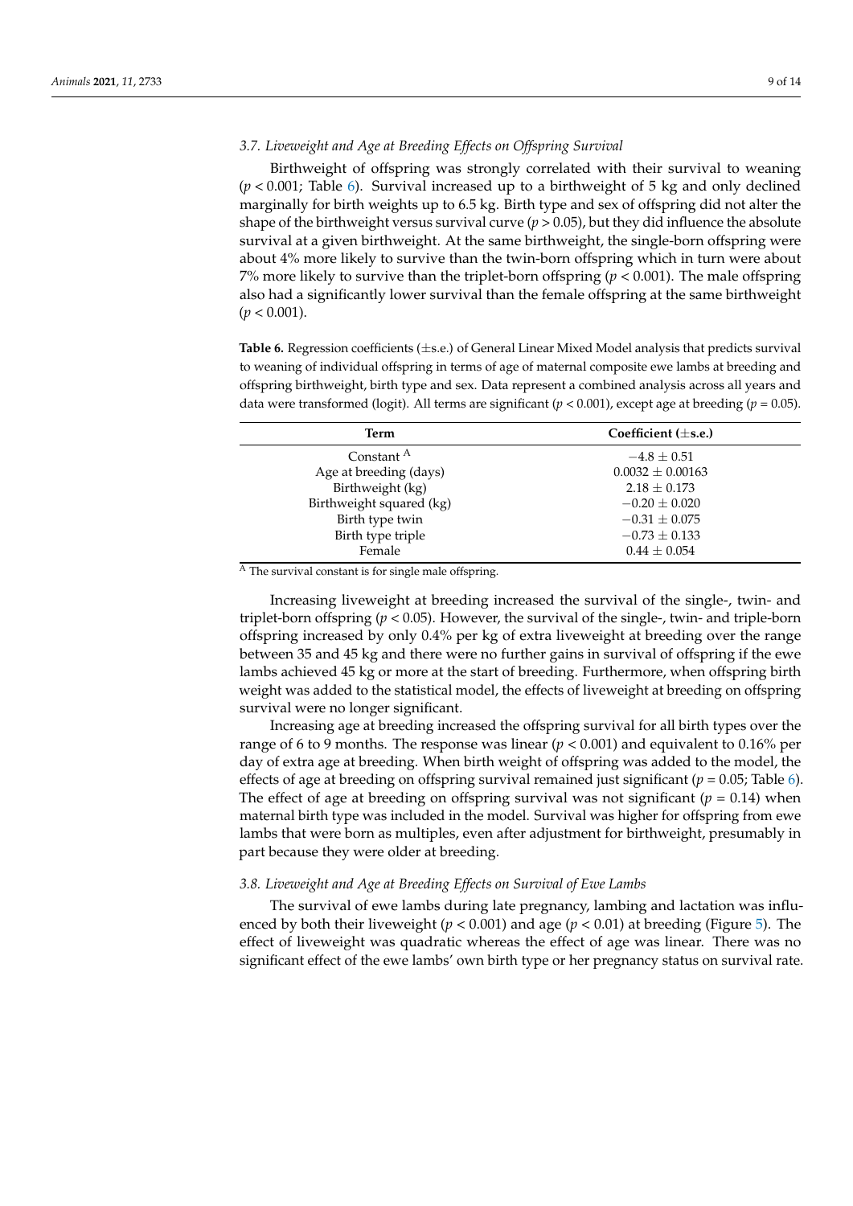### 3.7. Liveweight and Age at Breeding Effects on Offspring Survival

Birthweight of offspring was strongly correlated with their survival to weaning ($p < 0.001$; Table 6). Survival increased up to a birthweight of 5 kg and only declined marginally for birth weights up to 6.5 kg. Birth type and sex of offspring did not alter the shape of the birthweight versus survival curve ($p > 0.05$), but they did influence the absolute survival at a given birthweight. At the same birthweight, the single-born offspring were about 4% more likely to survive than the twin-born offspring which in turn were about 7% more likely to survive than the triplet-born offspring ($p < 0.001$). The male offspring also had a significantly lower survival than the female offspring at the same birthweight ($p < 0.001$).

**Table 6.** Regression coefficients (±s.e.) of General Linear Mixed Model analysis that predicts survival to weaning of individual offspring in terms of age of maternal composite ewe lambs at breeding and offspring birthweight, birth type and sex. Data represent a combined analysis across all years and data were transformed (logit). All terms are significant ($p < 0.001$), except age at breeding ($p = 0.05$).

| Term | Coefficient (±s.e.) |
| --- | --- |
| Constant [A] | −4.8 ± 0.51 |
| Age at breeding (days) | 0.0032 ± 0.00163 |
| Birthweight (kg) | 2.18 ± 0.173 |
| Birthweight squared (kg) | −0.20 ± 0.020 |
| Birth type twin | −0.31 ± 0.075 |
| Birth type triple | −0.73 ± 0.133 |
| Female | 0.44 ± 0.054 |

[A] The survival constant is for single male offspring.

Increasing liveweight at breeding increased the survival of the single-, twin- and triplet-born offspring ($p < 0.05$). However, the survival of the single-, twin- and triple-born offspring increased by only 0.4% per kg of extra liveweight at breeding over the range between 35 and 45 kg and there were no further gains in survival of offspring if the ewe lambs achieved 45 kg or more at the start of breeding. Furthermore, when offspring birth weight was added to the statistical model, the effects of liveweight at breeding on offspring survival were no longer significant.

Increasing age at breeding increased the offspring survival for all birth types over the range of 6 to 9 months. The response was linear ($p < 0.001$) and equivalent to 0.16% per day of extra age at breeding. When birth weight of offspring was added to the model, the effects of age at breeding on offspring survival remained just significant ($p = 0.05$; Table 6). The effect of age at breeding on offspring survival was not significant ($p = 0.14$) when maternal birth type was included in the model. Survival was higher for offspring from ewe lambs that were born as multiples, even after adjustment for birthweight, presumably in part because they were older at breeding.

### 3.8. Liveweight and Age at Breeding Effects on Survival of Ewe Lambs

The survival of ewe lambs during late pregnancy, lambing and lactation was influenced by both their liveweight ($p < 0.001$) and age ($p < 0.01$) at breeding (Figure 5). The effect of liveweight was quadratic whereas the effect of age was linear. There was no significant effect of the ewe lambs' own birth type or her pregnancy status on survival rate.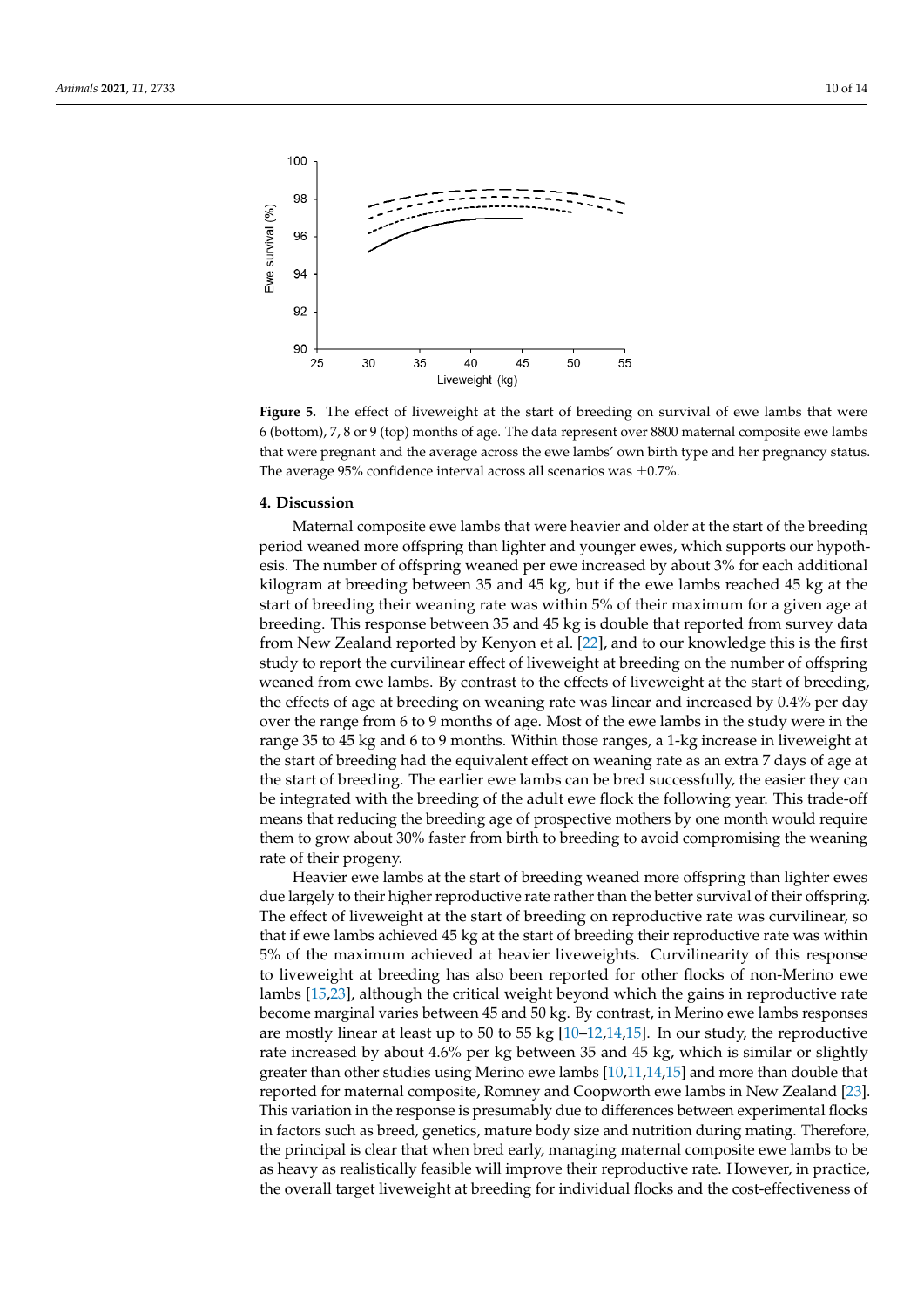**Figure 5.** The effect of liveweight at the start of breeding on survival of ewe lambs that were 6 (bottom), 7, 8 or 9 (top) months of age. The data represent over 8800 maternal composite ewe lambs that were pregnant and the average across the ewe lambs' own birth type and her pregnancy status. The average 95% confidence interval across all scenarios was ±0.7%.

## 4. Discussion

Maternal composite ewe lambs that were heavier and older at the start of the breeding period weaned more offspring than lighter and younger ewes, which supports our hypothesis. The number of offspring weaned per ewe increased by about 3% for each additional kilogram at breeding between 35 and 45 kg, but if the ewe lambs reached 45 kg at the start of breeding their weaning rate was within 5% of their maximum for a given age at breeding. This response between 35 and 45 kg is double that reported from survey data from New Zealand reported by Kenyon et al. [22], and to our knowledge this is the first study to report the curvilinear effect of liveweight at breeding on the number of offspring weaned from ewe lambs. By contrast to the effects of liveweight at the start of breeding, the effects of age at breeding on weaning rate was linear and increased by 0.4% per day over the range from 6 to 9 months of age. Most of the ewe lambs in the study were in the range 35 to 45 kg and 6 to 9 months. Within those ranges, a 1-kg increase in liveweight at the start of breeding had the equivalent effect on weaning rate as an extra 7 days of age at the start of breeding. The earlier ewe lambs can be bred successfully, the easier they can be integrated with the breeding of the adult ewe flock the following year. This trade-off means that reducing the breeding age of prospective mothers by one month would require them to grow about 30% faster from birth to breeding to avoid compromising the weaning rate of their progeny.

Heavier ewe lambs at the start of breeding weaned more offspring than lighter ewes due largely to their higher reproductive rate rather than the better survival of their offspring. The effect of liveweight at the start of breeding on reproductive rate was curvilinear, so that if ewe lambs achieved 45 kg at the start of breeding their reproductive rate was within 5% of the maximum achieved at heavier liveweights. Curvilinearity of this response to liveweight at breeding has also been reported for other flocks of non-Merino ewe lambs [15,23], although the critical weight beyond which the gains in reproductive rate become marginal varies between 45 and 50 kg. By contrast, in Merino ewe lambs responses are mostly linear at least up to 50 to 55 kg [10–12,14,15]. In our study, the reproductive rate increased by about 4.6% per kg between 35 and 45 kg, which is similar or slightly greater than other studies using Merino ewe lambs [10,11,14,15] and more than double that reported for maternal composite, Romney and Coopworth ewe lambs in New Zealand [23]. This variation in the response is presumably due to differences between experimental flocks in factors such as breed, genetics, mature body size and nutrition during mating. Therefore, the principal is clear that when bred early, managing maternal composite ewe lambs to be as heavy as realistically feasible will improve their reproductive rate. However, in practice, the overall target liveweight at breeding for individual flocks and the cost-effectiveness of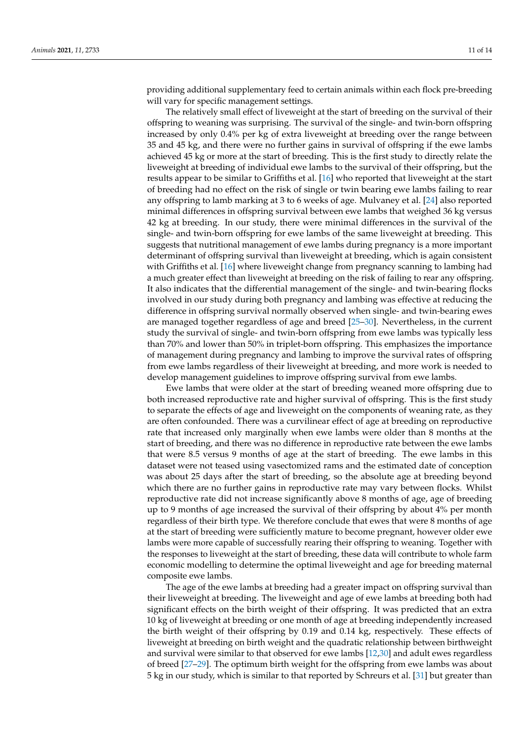providing additional supplementary feed to certain animals within each flock pre-breeding will vary for specific management settings.

The relatively small effect of liveweight at the start of breeding on the survival of their offspring to weaning was surprising. The survival of the single- and twin-born offspring increased by only 0.4% per kg of extra liveweight at breeding over the range between 35 and 45 kg, and there were no further gains in survival of offspring if the ewe lambs achieved 45 kg or more at the start of breeding. This is the first study to directly relate the liveweight at breeding of individual ewe lambs to the survival of their offspring, but the results appear to be similar to Griffiths et al. [16] who reported that liveweight at the start of breeding had no effect on the risk of single or twin bearing ewe lambs failing to rear any offspring to lamb marking at 3 to 6 weeks of age. Mulvaney et al. [24] also reported minimal differences in offspring survival between ewe lambs that weighed 36 kg versus 42 kg at breeding. In our study, there were minimal differences in the survival of the single- and twin-born offspring for ewe lambs of the same liveweight at breeding. This suggests that nutritional management of ewe lambs during pregnancy is a more important determinant of offspring survival than liveweight at breeding, which is again consistent with Griffiths et al. [16] where liveweight change from pregnancy scanning to lambing had a much greater effect than liveweight at breeding on the risk of failing to rear any offspring. It also indicates that the differential management of the single- and twin-bearing flocks involved in our study during both pregnancy and lambing was effective at reducing the difference in offspring survival normally observed when single- and twin-bearing ewes are managed together regardless of age and breed [25–30]. Nevertheless, in the current study the survival of single- and twin-born offspring from ewe lambs was typically less than 70% and lower than 50% in triplet-born offspring. This emphasizes the importance of management during pregnancy and lambing to improve the survival rates of offspring from ewe lambs regardless of their liveweight at breeding, and more work is needed to develop management guidelines to improve offspring survival from ewe lambs.

Ewe lambs that were older at the start of breeding weaned more offspring due to both increased reproductive rate and higher survival of offspring. This is the first study to separate the effects of age and liveweight on the components of weaning rate, as they are often confounded. There was a curvilinear effect of age at breeding on reproductive rate that increased only marginally when ewe lambs were older than 8 months at the start of breeding, and there was no difference in reproductive rate between the ewe lambs that were 8.5 versus 9 months of age at the start of breeding. The ewe lambs in this dataset were not teased using vasectomized rams and the estimated date of conception was about 25 days after the start of breeding, so the absolute age at breeding beyond which there are no further gains in reproductive rate may vary between flocks. Whilst reproductive rate did not increase significantly above 8 months of age, age of breeding up to 9 months of age increased the survival of their offspring by about 4% per month regardless of their birth type. We therefore conclude that ewes that were 8 months of age at the start of breeding were sufficiently mature to become pregnant, however older ewe lambs were more capable of successfully rearing their offspring to weaning. Together with the responses to liveweight at the start of breeding, these data will contribute to whole farm economic modelling to determine the optimal liveweight and age for breeding maternal composite ewe lambs.

The age of the ewe lambs at breeding had a greater impact on offspring survival than their liveweight at breeding. The liveweight and age of ewe lambs at breeding both had significant effects on the birth weight of their offspring. It was predicted that an extra 10 kg of liveweight at breeding or one month of age at breeding independently increased the birth weight of their offspring by 0.19 and 0.14 kg, respectively. These effects of liveweight at breeding on birth weight and the quadratic relationship between birthweight and survival were similar to that observed for ewe lambs [12,30] and adult ewes regardless of breed [27–29]. The optimum birth weight for the offspring from ewe lambs was about 5 kg in our study, which is similar to that reported by Schreurs et al. [31] but greater than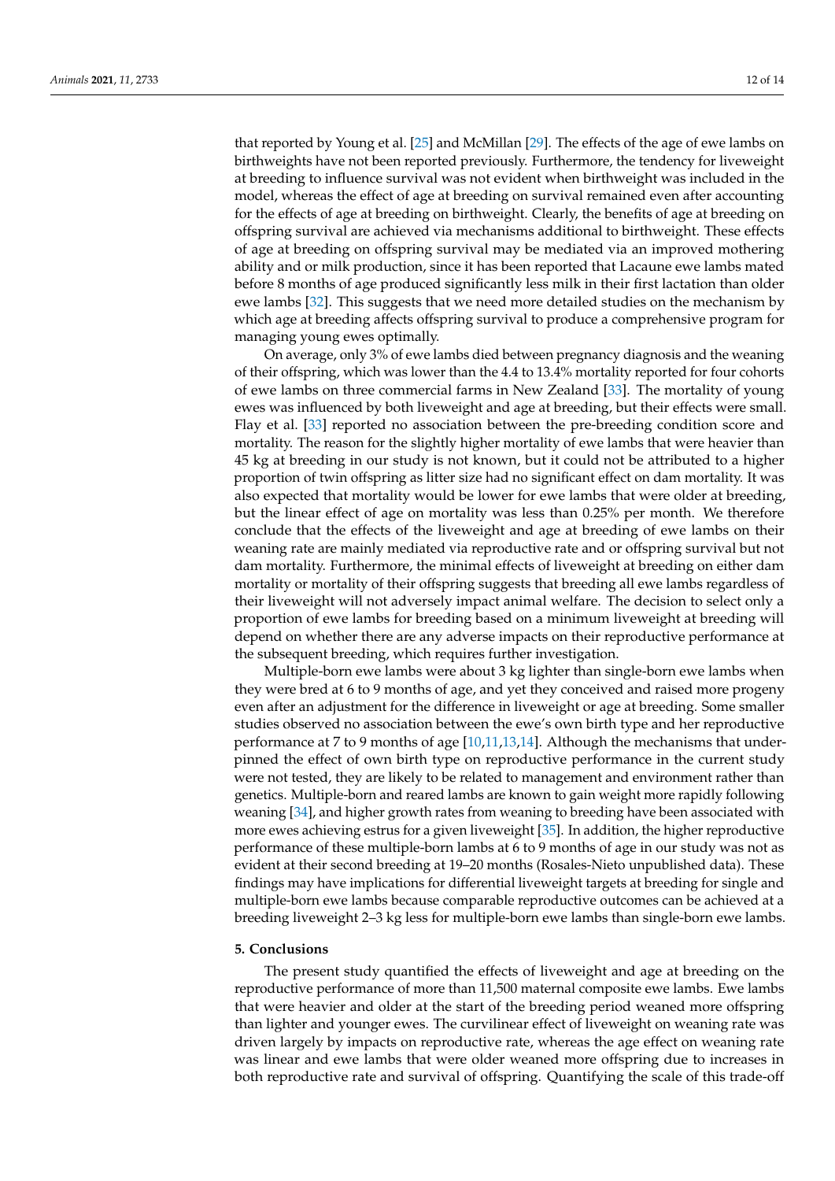that reported by Young et al. [25] and McMillan [29]. The effects of the age of ewe lambs on birthweights have not been reported previously. Furthermore, the tendency for liveweight at breeding to influence survival was not evident when birthweight was included in the model, whereas the effect of age at breeding on survival remained even after accounting for the effects of age at breeding on birthweight. Clearly, the benefits of age at breeding on offspring survival are achieved via mechanisms additional to birthweight. These effects of age at breeding on offspring survival may be mediated via an improved mothering ability and or milk production, since it has been reported that Lacaune ewe lambs mated before 8 months of age produced significantly less milk in their first lactation than older ewe lambs [32]. This suggests that we need more detailed studies on the mechanism by which age at breeding affects offspring survival to produce a comprehensive program for managing young ewes optimally.

On average, only 3% of ewe lambs died between pregnancy diagnosis and the weaning of their offspring, which was lower than the 4.4 to 13.4% mortality reported for four cohorts of ewe lambs on three commercial farms in New Zealand [33]. The mortality of young ewes was influenced by both liveweight and age at breeding, but their effects were small. Flay et al. [33] reported no association between the pre-breeding condition score and mortality. The reason for the slightly higher mortality of ewe lambs that were heavier than 45 kg at breeding in our study is not known, but it could not be attributed to a higher proportion of twin offspring as litter size had no significant effect on dam mortality. It was also expected that mortality would be lower for ewe lambs that were older at breeding, but the linear effect of age on mortality was less than 0.25% per month. We therefore conclude that the effects of the liveweight and age at breeding of ewe lambs on their weaning rate are mainly mediated via reproductive rate and or offspring survival but not dam mortality. Furthermore, the minimal effects of liveweight at breeding on either dam mortality or mortality of their offspring suggests that breeding all ewe lambs regardless of their liveweight will not adversely impact animal welfare. The decision to select only a proportion of ewe lambs for breeding based on a minimum liveweight at breeding will depend on whether there are any adverse impacts on their reproductive performance at the subsequent breeding, which requires further investigation.

Multiple-born ewe lambs were about 3 kg lighter than single-born ewe lambs when they were bred at 6 to 9 months of age, and yet they conceived and raised more progeny even after an adjustment for the difference in liveweight or age at breeding. Some smaller studies observed no association between the ewe's own birth type and her reproductive performance at 7 to 9 months of age [10,11,13,14]. Although the mechanisms that underpinned the effect of own birth type on reproductive performance in the current study were not tested, they are likely to be related to management and environment rather than genetics. Multiple-born and reared lambs are known to gain weight more rapidly following weaning [34], and higher growth rates from weaning to breeding have been associated with more ewes achieving estrus for a given liveweight [35]. In addition, the higher reproductive performance of these multiple-born lambs at 6 to 9 months of age in our study was not as evident at their second breeding at 19–20 months (Rosales-Nieto unpublished data). These findings may have implications for differential liveweight targets at breeding for single and multiple-born ewe lambs because comparable reproductive outcomes can be achieved at a breeding liveweight 2–3 kg less for multiple-born ewe lambs than single-born ewe lambs.

## 5. Conclusions

The present study quantified the effects of liveweight and age at breeding on the reproductive performance of more than 11,500 maternal composite ewe lambs. Ewe lambs that were heavier and older at the start of the breeding period weaned more offspring than lighter and younger ewes. The curvilinear effect of liveweight on weaning rate was driven largely by impacts on reproductive rate, whereas the age effect on weaning rate was linear and ewe lambs that were older weaned more offspring due to increases in both reproductive rate and survival of offspring. Quantifying the scale of this trade-off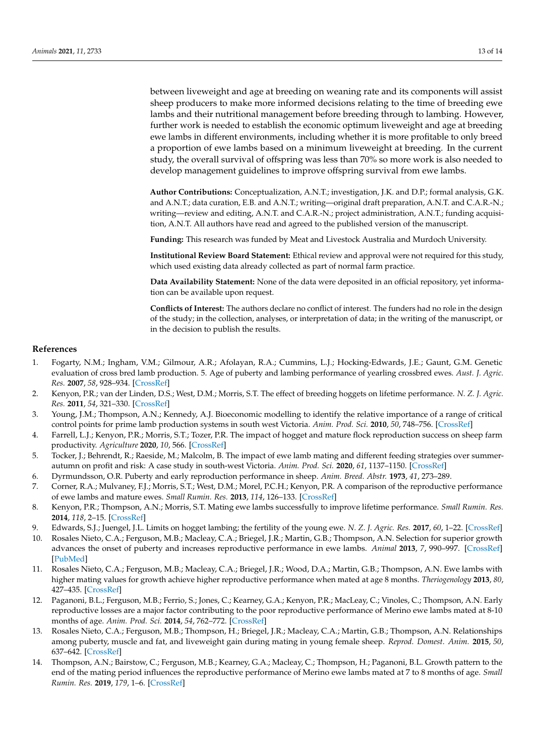between liveweight and age at breeding on weaning rate and its components will assist sheep producers to make more informed decisions relating to the time of breeding ewe lambs and their nutritional management before breeding through to lambing. However, further work is needed to establish the economic optimum liveweight and age at breeding ewe lambs in different environments, including whether it is more profitable to only breed a proportion of ewe lambs based on a minimum liveweight at breeding. In the current study, the overall survival of offspring was less than 70% so more work is also needed to develop management guidelines to improve offspring survival from ewe lambs.

**Author Contributions:** Conceptualization, A.N.T.; investigation, J.K. and D.P.; formal analysis, G.K. and A.N.T.; data curation, E.B. and A.N.T.; writing—original draft preparation, A.N.T. and C.A.R.-N.; writing—review and editing, A.N.T. and C.A.R.-N.; project administration, A.N.T.; funding acquisition, A.N.T. All authors have read and agreed to the published version of the manuscript.

**Funding:** This research was funded by Meat and Livestock Australia and Murdoch University.

**Institutional Review Board Statement:** Ethical review and approval were not required for this study, which used existing data already collected as part of normal farm practice.

**Data Availability Statement:** None of the data were deposited in an official repository, yet information can be available upon request.

**Conflicts of Interest:** The authors declare no conflict of interest. The funders had no role in the design of the study; in the collection, analyses, or interpretation of data; in the writing of the manuscript, or in the decision to publish the results.

## References

1. Fogarty, N.M.; Ingham, V.M.; Gilmour, A.R.; Afolayan, R.A.; Cummins, L.J.; Hocking-Edwards, J.E.; Gaunt, G.M. Genetic evaluation of cross bred lamb production. 5. Age of puberty and lambing performance of yearling crossbred ewes. *Aust. J. Agric. Res.* **2007**, *58*, 928–934. [CrossRef]
2. Kenyon, P.R.; van der Linden, D.S.; West, D.M.; Morris, S.T. The effect of breeding hoggets on lifetime performance. *N. Z. J. Agric. Res.* **2011**, *54*, 321–330. [CrossRef]
3. Young, J.M.; Thompson, A.N.; Kennedy, A.J. Bioeconomic modelling to identify the relative importance of a range of critical control points for prime lamb production systems in south west Victoria. *Anim. Prod. Sci.* **2010**, *50*, 748–756. [CrossRef]
4. Farrell, L.J.; Kenyon, P.R.; Morris, S.T.; Tozer, P.R. The impact of hogget and mature flock reproduction success on sheep farm productivity. *Agriculture* **2020**, *10*, 566. [CrossRef]
5. Tocker, J.; Behrendt, R.; Raeside, M.; Malcolm, B. The impact of ewe lamb mating and different feeding strategies over summer-autumn on profit and risk: A case study in south-west Victoria. *Anim. Prod. Sci.* **2020**, *61*, 1137–1150. [CrossRef]
6. Dyrmundsson, O.R. Puberty and early reproduction performance in sheep. *Anim. Breed. Abstr.* **1973**, *41*, 273–289.
7. Corner, R.A.; Mulvaney, F.J.; Morris, S.T.; West, D.M.; Morel, P.C.H.; Kenyon, P.R. A comparison of the reproductive performance of ewe lambs and mature ewes. *Small Rumin. Res.* **2013**, *114*, 126–133. [CrossRef]
8. Kenyon, P.R.; Thompson, A.N.; Morris, S.T. Mating ewe lambs successfully to improve lifetime performance. *Small Rumin. Res.* **2014**, *118*, 2–15. [CrossRef]
9. Edwards, S.J.; Juengel, J.L. Limits on hogget lambing; the fertility of the young ewe. *N. Z. J. Agric. Res.* **2017**, *60*, 1–22. [CrossRef]
10. Rosales Nieto, C.A.; Ferguson, M.B.; Macleay, C.A.; Briegel, J.R.; Martin, G.B.; Thompson, A.N. Selection for superior growth advances the onset of puberty and increases reproductive performance in ewe lambs. *Animal* **2013**, *7*, 990–997. [CrossRef] [PubMed]
11. Rosales Nieto, C.A.; Ferguson, M.B.; Macleay, C.A.; Briegel, J.R.; Wood, D.A.; Martin, G.B.; Thompson, A.N. Ewe lambs with higher mating values for growth achieve higher reproductive performance when mated at age 8 months. *Theriogenology* **2013**, *80*, 427–435. [CrossRef]
12. Paganoni, B.L.; Ferguson, M.B.; Ferrio, S.; Jones, C.; Kearney, G.A.; Kenyon, P.R.; MacLeay, C.; Vinoles, C.; Thompson, A.N. Early reproductive losses are a major factor contributing to the poor reproductive performance of Merino ewe lambs mated at 8-10 months of age. *Anim. Prod. Sci.* **2014**, *54*, 762–772. [CrossRef]
13. Rosales Nieto, C.A.; Ferguson, M.B.; Thompson, H.; Briegel, J.R.; Macleay, C.A.; Martin, G.B.; Thompson, A.N. Relationships among puberty, muscle and fat, and liveweight gain during mating in young female sheep. *Reprod. Domest. Anim.* **2015**, *50*, 637–642. [CrossRef]
14. Thompson, A.N.; Bairstow, C.; Ferguson, M.B.; Kearney, G.A.; Macleay, C.; Thompson, H.; Paganoni, B.L. Growth pattern to the end of the mating period influences the reproductive performance of Merino ewe lambs mated at 7 to 8 months of age. *Small Rumin. Res.* **2019**, *179*, 1–6. [CrossRef]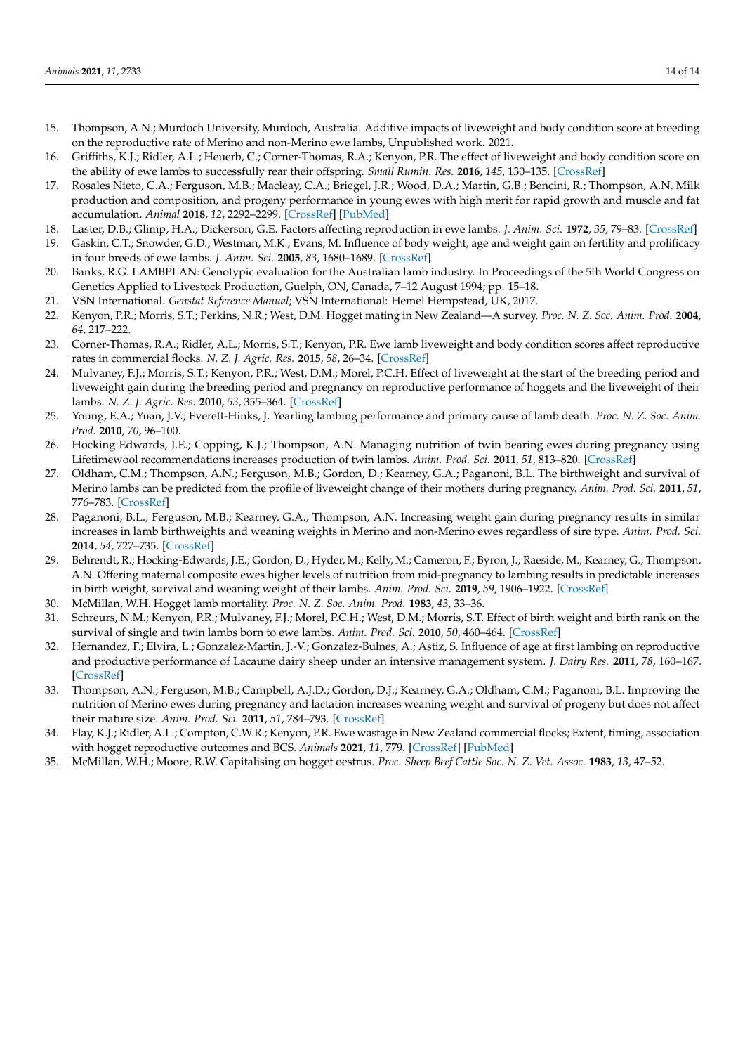15. Thompson, A.N.; Murdoch University, Murdoch, Australia. Additive impacts of liveweight and body condition score at breeding on the reproductive rate of Merino and non-Merino ewe lambs, Unpublished work. 2021.
16. Griffiths, K.J.; Ridler, A.L.; Heuerb, C.; Corner-Thomas, R.A.; Kenyon, P.R. The effect of liveweight and body condition score on the ability of ewe lambs to successfully rear their offspring. *Small Rumin. Res.* **2016**, *145*, 130–135. [CrossRef]
17. Rosales Nieto, C.A.; Ferguson, M.B.; Macleay, C.A.; Briegel, J.R.; Wood, D.A.; Martin, G.B.; Bencini, R.; Thompson, A.N. Milk production and composition, and progeny performance in young ewes with high merit for rapid growth and muscle and fat accumulation. *Animal* **2018**, *12*, 2292–2299. [CrossRef] [PubMed]
18. Laster, D.B.; Glimp, H.A.; Dickerson, G.E. Factors affecting reproduction in ewe lambs. *J. Anim. Sci.* **1972**, *35*, 79–83. [CrossRef]
19. Gaskin, C.T.; Snowder, G.D.; Westman, M.K.; Evans, M. Influence of body weight, age and weight gain on fertility and prolificacy in four breeds of ewe lambs. *J. Anim. Sci.* **2005**, *83*, 1680–1689. [CrossRef]
20. Banks, R.G. LAMBPLAN: Genotypic evaluation for the Australian lamb industry. In Proceedings of the 5th World Congress on Genetics Applied to Livestock Production, Guelph, ON, Canada, 7–12 August 1994; pp. 15–18.
21. VSN International. *Genstat Reference Manual*; VSN International: Hemel Hempstead, UK, 2017.
22. Kenyon, P.R.; Morris, S.T.; Perkins, N.R.; West, D.M. Hogget mating in New Zealand—A survey. *Proc. N. Z. Soc. Anim. Prod.* **2004**, *64*, 217–222.
23. Corner-Thomas, R.A.; Ridler, A.L.; Morris, S.T.; Kenyon, P.R. Ewe lamb liveweight and body condition scores affect reproductive rates in commercial flocks. *N. Z. J. Agric. Res.* **2015**, *58*, 26–34. [CrossRef]
24. Mulvaney, F.J.; Morris, S.T.; Kenyon, P.R.; West, D.M.; Morel, P.C.H. Effect of liveweight at the start of the breeding period and liveweight gain during the breeding period and pregnancy on reproductive performance of hoggets and the liveweight of their lambs. *N. Z. J. Agric. Res.* **2010**, *53*, 355–364. [CrossRef]
25. Young, E.A.; Yuan, J.V.; Everett-Hinks, J. Yearling lambing performance and primary cause of lamb death. *Proc. N. Z. Soc. Anim. Prod.* **2010**, *70*, 96–100.
26. Hocking Edwards, J.E.; Copping, K.J.; Thompson, A.N. Managing nutrition of twin bearing ewes during pregnancy using Lifetimewool recommendations increases production of twin lambs. *Anim. Prod. Sci.* **2011**, *51*, 813–820. [CrossRef]
27. Oldham, C.M.; Thompson, A.N.; Ferguson, M.B.; Gordon, D.; Kearney, G.A.; Paganoni, B.L. The birthweight and survival of Merino lambs can be predicted from the profile of liveweight change of their mothers during pregnancy. *Anim. Prod. Sci.* **2011**, *51*, 776–783. [CrossRef]
28. Paganoni, B.L.; Ferguson, M.B.; Kearney, G.A.; Thompson, A.N. Increasing weight gain during pregnancy results in similar increases in lamb birthweights and weaning weights in Merino and non-Merino ewes regardless of sire type. *Anim. Prod. Sci.* **2014**, *54*, 727–735. [CrossRef]
29. Behrendt, R.; Hocking-Edwards, J.E.; Gordon, D.; Hyder, M.; Kelly, M.; Cameron, F.; Byron, J.; Raeside, M.; Kearney, G.; Thompson, A.N. Offering maternal composite ewes higher levels of nutrition from mid-pregnancy to lambing results in predictable increases in birth weight, survival and weaning weight of their lambs. *Anim. Prod. Sci.* **2019**, *59*, 1906–1922. [CrossRef]
30. McMillan, W.H. Hogget lamb mortality. *Proc. N. Z. Soc. Anim. Prod.* **1983**, *43*, 33–36.
31. Schreurs, N.M.; Kenyon, P.R.; Mulvaney, F.J.; Morel, P.C.H.; West, D.M.; Morris, S.T. Effect of birth weight and birth rank on the survival of single and twin lambs born to ewe lambs. *Anim. Prod. Sci.* **2010**, *50*, 460–464. [CrossRef]
32. Hernandez, F.; Elvira, L.; Gonzalez-Martin, J.-V.; Gonzalez-Bulnes, A.; Astiz, S. Influence of age at first lambing on reproductive and productive performance of Lacaune dairy sheep under an intensive management system. *J. Dairy Res.* **2011**, *78*, 160–167. [CrossRef]
33. Thompson, A.N.; Ferguson, M.B.; Campbell, A.J.D.; Gordon, D.J.; Kearney, G.A.; Oldham, C.M.; Paganoni, B.L. Improving the nutrition of Merino ewes during pregnancy and lactation increases weaning weight and survival of progeny but does not affect their mature size. *Anim. Prod. Sci.* **2011**, *51*, 784–793. [CrossRef]
34. Flay, K.J.; Ridler, A.L.; Compton, C.W.R.; Kenyon, P.R. Ewe wastage in New Zealand commercial flocks; Extent, timing, association with hogget reproductive outcomes and BCS. *Animals* **2021**, *11*, 779. [CrossRef] [PubMed]
35. McMillan, W.H.; Moore, R.W. Capitalising on hogget oestrus. *Proc. Sheep Beef Cattle Soc. N. Z. Vet. Assoc.* **1983**, *13*, 47–52.